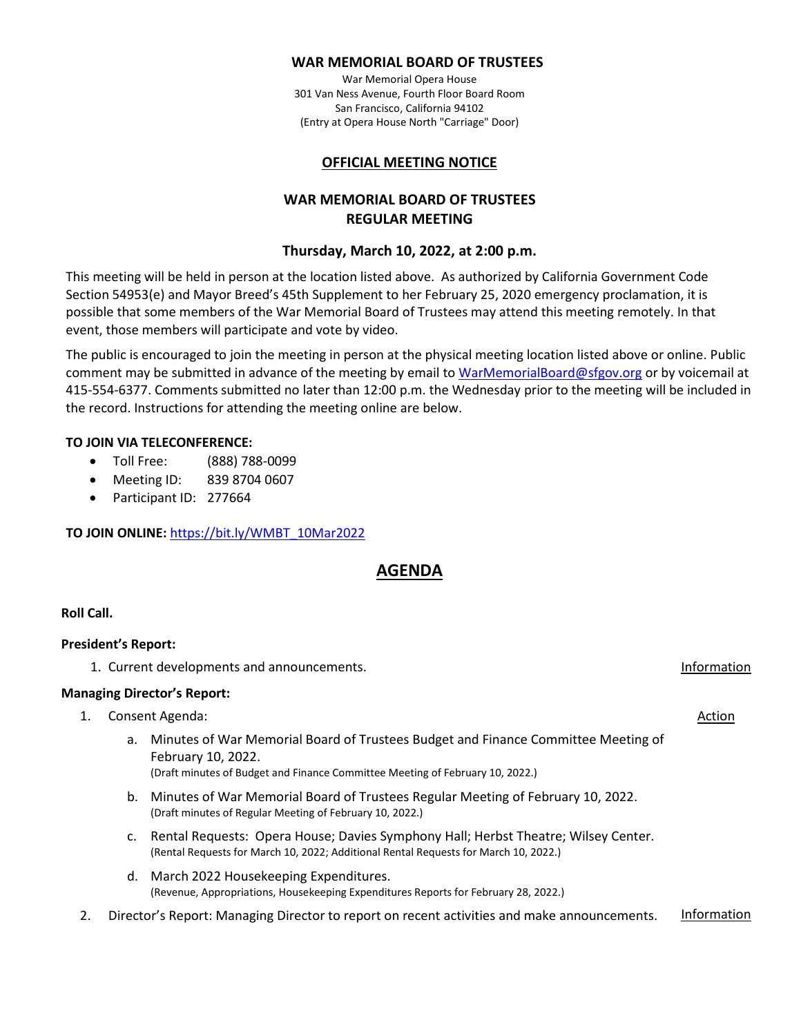**WAR MEMORIAL BOARD OF TRUSTEES**

War Memorial Opera House
301 Van Ness Avenue, Fourth Floor Board Room
San Francisco, California 94102
(Entry at Opera House North "Carriage" Door)

## OFFICIAL MEETING NOTICE

## WAR MEMORIAL BOARD OF TRUSTEES
## REGULAR MEETING

### Thursday, March 10, 2022, at 2:00 p.m.

This meeting will be held in person at the location listed above. As authorized by California Government Code Section 54953(e) and Mayor Breed's 45th Supplement to her February 25, 2020 emergency proclamation, it is possible that some members of the War Memorial Board of Trustees may attend this meeting remotely. In that event, those members will participate and vote by video.

The public is encouraged to join the meeting in person at the physical meeting location listed above or online. Public comment may be submitted in advance of the meeting by email to WarMemorialBoard@sfgov.org or by voicemail at 415-554-6377. Comments submitted no later than 12:00 p.m. the Wednesday prior to the meeting will be included in the record. Instructions for attending the meeting online are below.

**TO JOIN VIA TELECONFERENCE:**

- Toll Free: (888) 788-0099
- Meeting ID: 839 8704 0607
- Participant ID: 277664

**TO JOIN ONLINE:** https://bit.ly/WMBT_10Mar2022

## AGENDA

**Roll Call.**

**President's Report:**

1. Current developments and announcements. — Information

**Managing Director's Report:**

1. Consent Agenda: — Action
   a. Minutes of War Memorial Board of Trustees Budget and Finance Committee Meeting of February 10, 2022.
   (Draft minutes of Budget and Finance Committee Meeting of February 10, 2022.)
   b. Minutes of War Memorial Board of Trustees Regular Meeting of February 10, 2022.
   (Draft minutes of Regular Meeting of February 10, 2022.)
   c. Rental Requests: Opera House; Davies Symphony Hall; Herbst Theatre; Wilsey Center.
   (Rental Requests for March 10, 2022; Additional Rental Requests for March 10, 2022.)
   d. March 2022 Housekeeping Expenditures.
   (Revenue, Appropriations, Housekeeping Expenditures Reports for February 28, 2022.)
2. Director's Report: Managing Director to report on recent activities and make announcements. — Information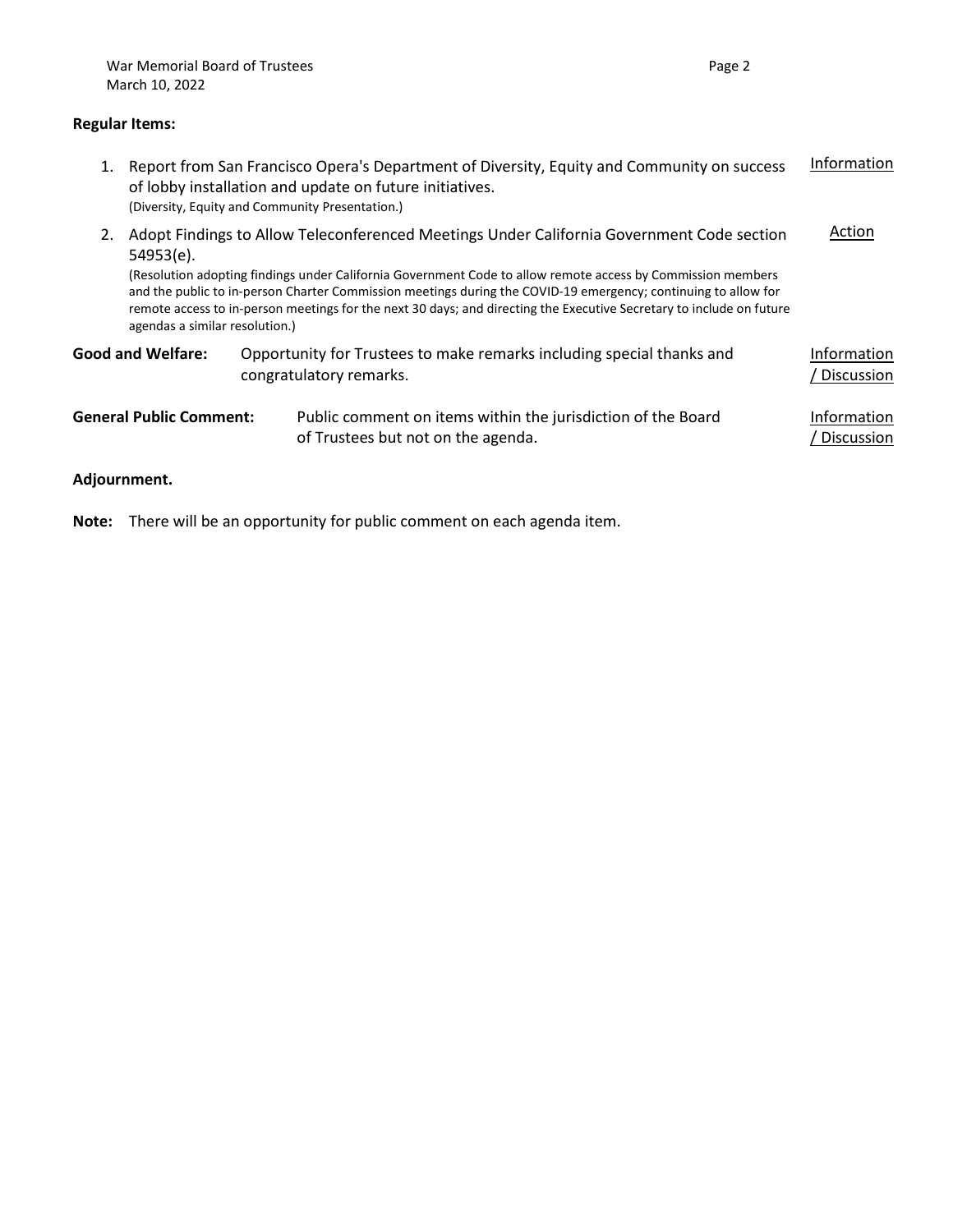**Regular Items:**

1. Report from San Francisco Opera's Department of Diversity, Equity and Community on success of lobby installation and update on future initiatives. <u>Information</u>
   (Diversity, Equity and Community Presentation.)

2. Adopt Findings to Allow Teleconferenced Meetings Under California Government Code section 54953(e). <u>Action</u>
   (Resolution adopting findings under California Government Code to allow remote access by Commission members and the public to in-person Charter Commission meetings during the COVID-19 emergency; continuing to allow for remote access to in-person meetings for the next 30 days; and directing the Executive Secretary to include on future agendas a similar resolution.)

**Good and Welfare:** Opportunity for Trustees to make remarks including special thanks and congratulatory remarks. <u>Information / Discussion</u>

**General Public Comment:** Public comment on items within the jurisdiction of the Board of Trustees but not on the agenda. <u>Information / Discussion</u>

**Adjournment.**

**Note:** There will be an opportunity for public comment on each agenda item.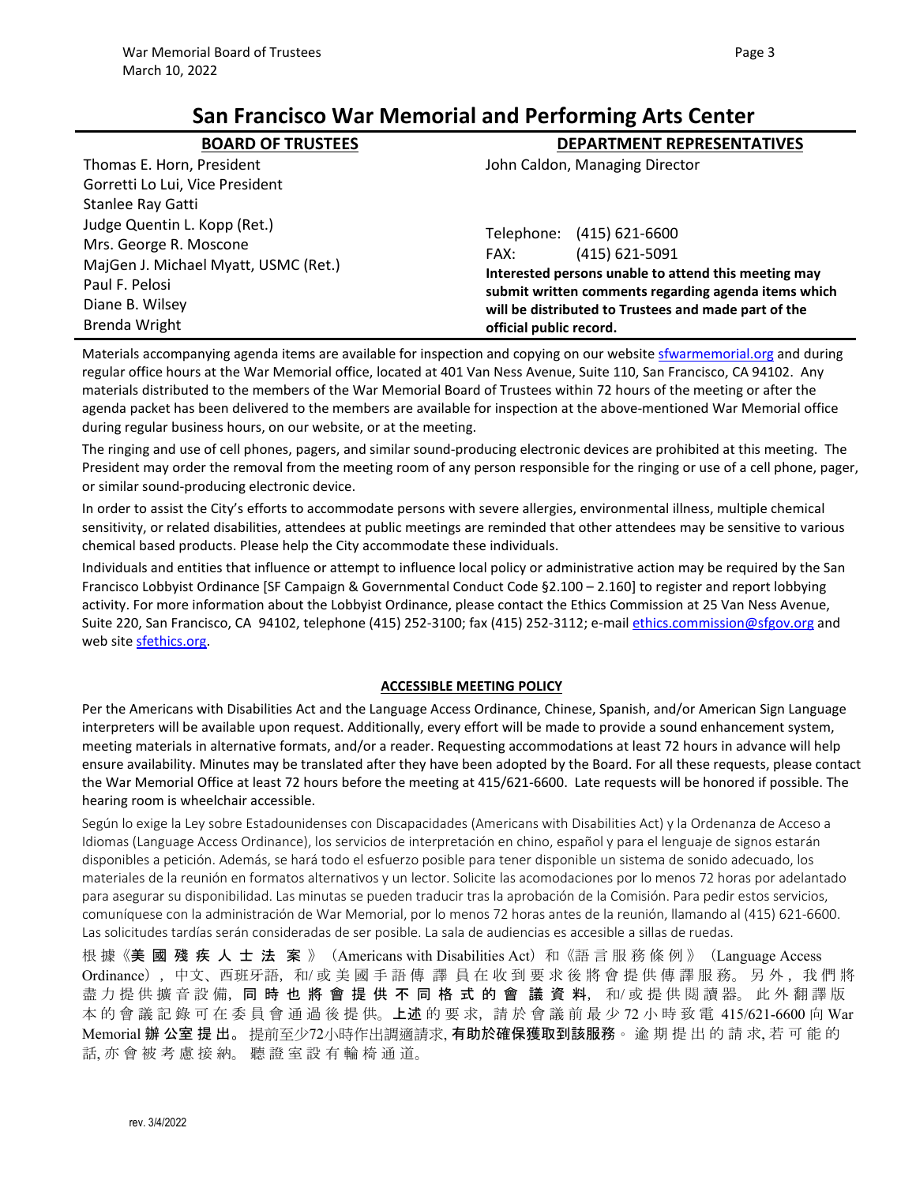# San Francisco War Memorial and Performing Arts Center

| BOARD OF TRUSTEES | DEPARTMENT REPRESENTATIVES |
|---|---|
| Thomas E. Horn, President | John Caldon, Managing Director |
| Gorretti Lo Lui, Vice President | |
| Stanlee Ray Gatti | |
| Judge Quentin L. Kopp (Ret.) | Telephone: (415) 621-6600 |
| Mrs. George R. Moscone | FAX: (415) 621-5091 |
| MajGen J. Michael Myatt, USMC (Ret.) | **Interested persons unable to attend this meeting may submit written comments regarding agenda items which will be distributed to Trustees and made part of the official public record.** |
| Paul F. Pelosi | |
| Diane B. Wilsey | |
| Brenda Wright | |

Materials accompanying agenda items are available for inspection and copying on our website sfwarmemorial.org and during regular office hours at the War Memorial office, located at 401 Van Ness Avenue, Suite 110, San Francisco, CA 94102. Any materials distributed to the members of the War Memorial Board of Trustees within 72 hours of the meeting or after the agenda packet has been delivered to the members are available for inspection at the above-mentioned War Memorial office during regular business hours, on our website, or at the meeting.

The ringing and use of cell phones, pagers, and similar sound-producing electronic devices are prohibited at this meeting. The President may order the removal from the meeting room of any person responsible for the ringing or use of a cell phone, pager, or similar sound-producing electronic device.

In order to assist the City's efforts to accommodate persons with severe allergies, environmental illness, multiple chemical sensitivity, or related disabilities, attendees at public meetings are reminded that other attendees may be sensitive to various chemical based products. Please help the City accommodate these individuals.

Individuals and entities that influence or attempt to influence local policy or administrative action may be required by the San Francisco Lobbyist Ordinance [SF Campaign & Governmental Conduct Code §2.100 – 2.160] to register and report lobbying activity. For more information about the Lobbyist Ordinance, please contact the Ethics Commission at 25 Van Ness Avenue, Suite 220, San Francisco, CA 94102, telephone (415) 252-3100; fax (415) 252-3112; e-mail ethics.commission@sfgov.org and web site sfethics.org.

## ACCESSIBLE MEETING POLICY

Per the Americans with Disabilities Act and the Language Access Ordinance, Chinese, Spanish, and/or American Sign Language interpreters will be available upon request. Additionally, every effort will be made to provide a sound enhancement system, meeting materials in alternative formats, and/or a reader. Requesting accommodations at least 72 hours in advance will help ensure availability. Minutes may be translated after they have been adopted by the Board. For all these requests, please contact the War Memorial Office at least 72 hours before the meeting at 415/621-6600. Late requests will be honored if possible. The hearing room is wheelchair accessible.

Según lo exige la Ley sobre Estadounidenses con Discapacidades (Americans with Disabilities Act) y la Ordenanza de Acceso a Idiomas (Language Access Ordinance), los servicios de interpretación en chino, español y para el lenguaje de signos estarán disponibles a petición. Además, se hará todo el esfuerzo posible para tener disponible un sistema de sonido adecuado, los materiales de la reunión en formatos alternativos y un lector. Solicite las acomodaciones por lo menos 72 horas por adelantado para asegurar su disponibilidad. Las minutas se pueden traducir tras la aprobación de la Comisión. Para pedir estos servicios, comuníquese con la administración de War Memorial, por lo menos 72 horas antes de la reunión, llamando al (415) 621-6600. Las solicitudes tardías serán consideradas de ser posible. La sala de audiencias es accesible a sillas de ruedas.

根據《**美國殘疾人士法案**》(Americans with Disabilities Act)和《語言服務條例》(Language Access Ordinance),中文、西班牙語,和/或美國手語傳譯員在收到要求後將會提供傳譯服務。另外,我們將盡力提供擴音設備,**同時也將會提供不同格式的會議資料**,和/或提供閱讀器。此外翻譯版本的會議記錄可在委員會通過後提供。**上述**的要求,請於會議前最少72小時致電 415/621-6600 向 War Memorial **辦公室提出**。提前至少72小時作出調適請求,**有助於確保獲取到該服務**。逾期提出的請求,若可能的話,亦會被考慮接納。聽證室設有輪椅通道。

rev. 3/4/2022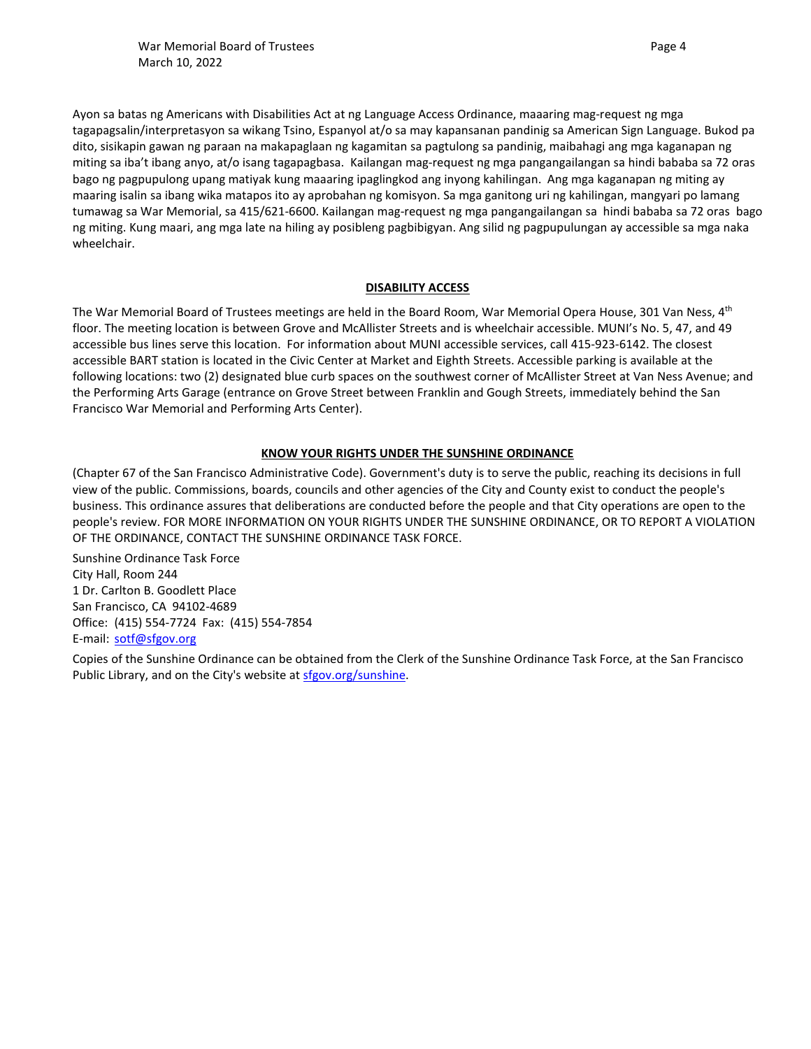Ayon sa batas ng Americans with Disabilities Act at ng Language Access Ordinance, maaaring mag-request ng mga tagapagsalin/interpretasyon sa wikang Tsino, Espanyol at/o sa may kapansanan pandinig sa American Sign Language. Bukod pa dito, sisikapin gawan ng paraan na makapaglaan ng kagamitan sa pagtulong sa pandinig, maibahagi ang mga kaganapan ng miting sa iba't ibang anyo, at/o isang tagapagbasa. Kailangan mag-request ng mga pangangailangan sa hindi bababa sa 72 oras bago ng pagpupulong upang matiyak kung maaaring ipaglingkod ang inyong kahilingan. Ang mga kaganapan ng miting ay maaring isalin sa ibang wika matapos ito ay aprobahan ng komisyon. Sa mga ganitong uri ng kahilingan, mangyari po lamang tumawag sa War Memorial, sa 415/621-6600. Kailangan mag-request ng mga pangangailangan sa hindi bababa sa 72 oras bago ng miting. Kung maari, ang mga late na hiling ay posibleng pagbibigyan. Ang silid ng pagpupulungan ay accessible sa mga naka wheelchair.

## DISABILITY ACCESS

The War Memorial Board of Trustees meetings are held in the Board Room, War Memorial Opera House, 301 Van Ness, 4th floor. The meeting location is between Grove and McAllister Streets and is wheelchair accessible. MUNI's No. 5, 47, and 49 accessible bus lines serve this location. For information about MUNI accessible services, call 415-923-6142. The closest accessible BART station is located in the Civic Center at Market and Eighth Streets. Accessible parking is available at the following locations: two (2) designated blue curb spaces on the southwest corner of McAllister Street at Van Ness Avenue; and the Performing Arts Garage (entrance on Grove Street between Franklin and Gough Streets, immediately behind the San Francisco War Memorial and Performing Arts Center).

## KNOW YOUR RIGHTS UNDER THE SUNSHINE ORDINANCE

(Chapter 67 of the San Francisco Administrative Code). Government's duty is to serve the public, reaching its decisions in full view of the public. Commissions, boards, councils and other agencies of the City and County exist to conduct the people's business. This ordinance assures that deliberations are conducted before the people and that City operations are open to the people's review. FOR MORE INFORMATION ON YOUR RIGHTS UNDER THE SUNSHINE ORDINANCE, OR TO REPORT A VIOLATION OF THE ORDINANCE, CONTACT THE SUNSHINE ORDINANCE TASK FORCE.

Sunshine Ordinance Task Force
City Hall, Room 244
1 Dr. Carlton B. Goodlett Place
San Francisco, CA 94102-4689
Office: (415) 554-7724 Fax: (415) 554-7854
E-mail: sotf@sfgov.org

Copies of the Sunshine Ordinance can be obtained from the Clerk of the Sunshine Ordinance Task Force, at the San Francisco Public Library, and on the City's website at sfgov.org/sunshine.